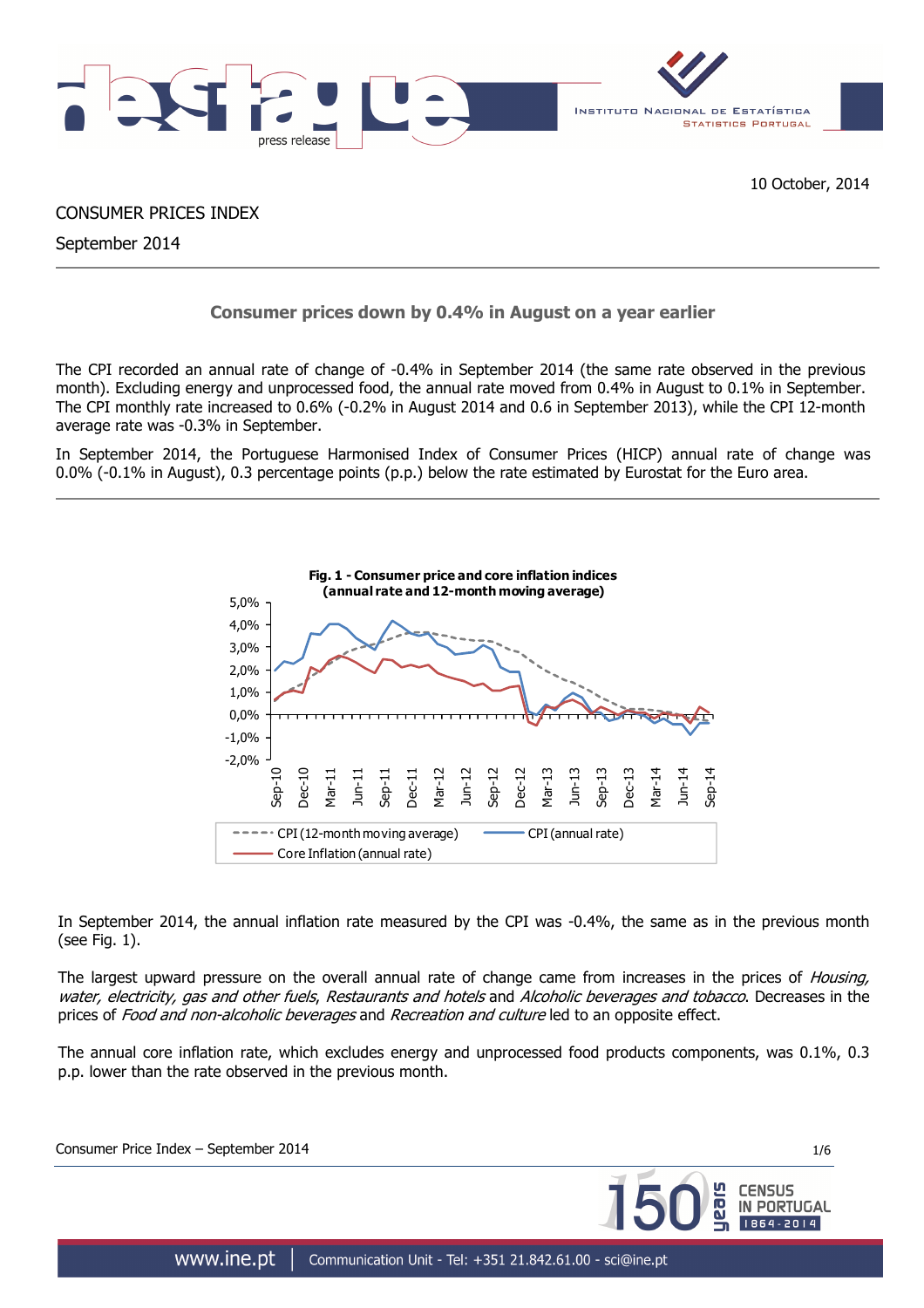10 October, 2014

CONSUMER PRICES INDEX

September 2014

## Consumer prices down by 0.4% in August on a year earlier

The CPI recorded an annual rate of change of -0.4% in September 2014 (the same rate observed in the previous month). Excluding energy and unprocessed food, the annual rate moved from 0.4% in August to 0.1% in September. The CPI monthly rate increased to 0.6% (-0.2% in August 2014 and 0.6 in September 2013), while the CPI 12-month average rate was -0.3% in September.

In September 2014, the Portuguese Harmonised Index of Consumer Prices (HICP) annual rate of change was 0.0% (-0.1% in August), 0.3 percentage points (p.p.) below the rate estimated by Eurostat for the Euro area.

**Fig. 1 - Consumer price and core inflation indices (annual rate and 12-month moving average)**

In September 2014, the annual inflation rate measured by the CPI was -0.4%, the same as in the previous month (see Fig. 1).

The largest upward pressure on the overall annual rate of change came from increases in the prices of *Housing, water, electricity, gas and other fuels*, *Restaurants and hotels* and *Alcoholic beverages and tobacco*. Decreases in the prices of *Food and non-alcoholic beverages* and *Recreation and culture* led to an opposite effect.

The annual core inflation rate, which excludes energy and unprocessed food products components, was 0.1%, 0.3 p.p. lower than the rate observed in the previous month.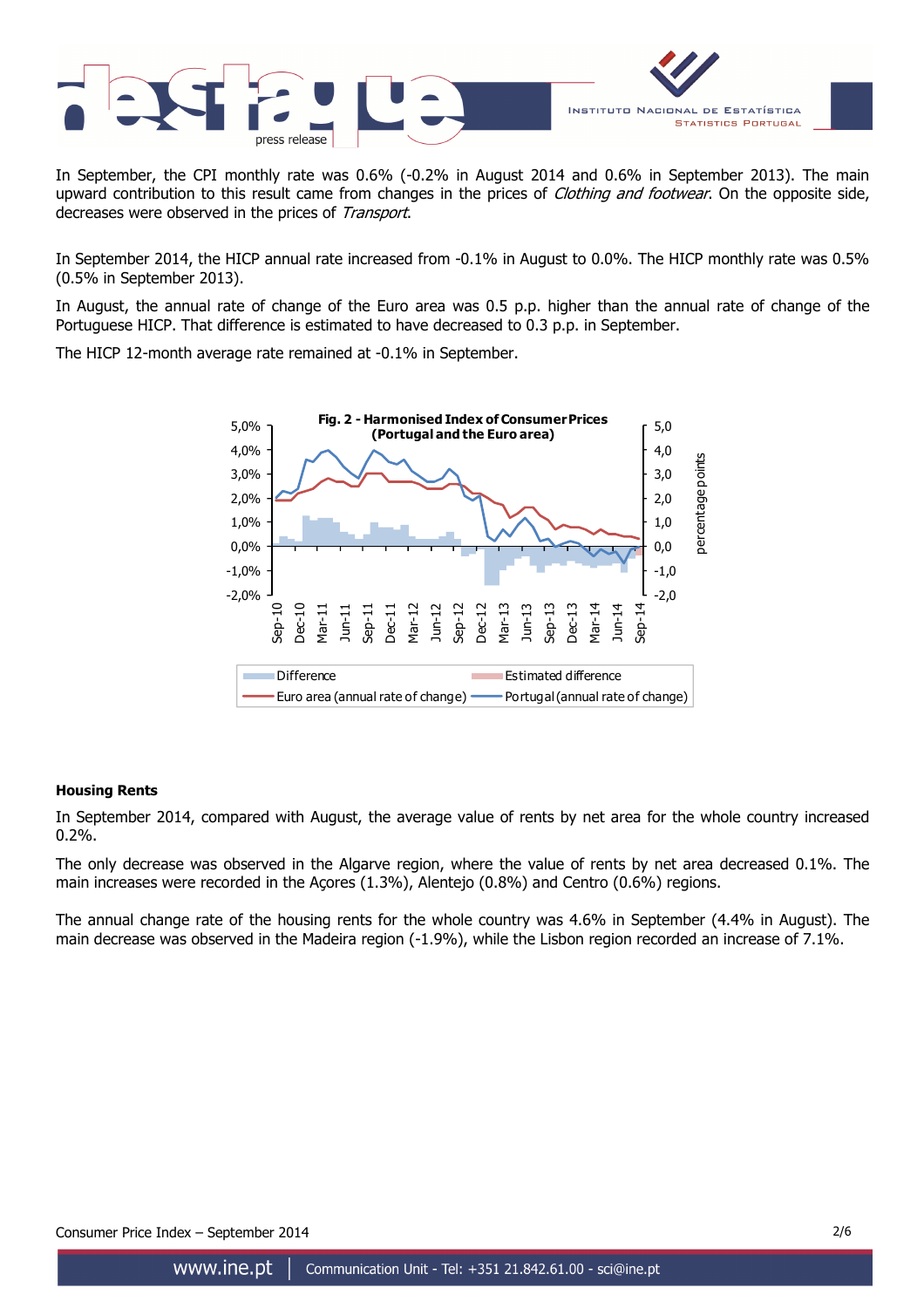In September, the CPI monthly rate was 0.6% (-0.2% in August 2014 and 0.6% in September 2013). The main upward contribution to this result came from changes in the prices of *Clothing and footwear*. On the opposite side, decreases were observed in the prices of *Transport*.

In September 2014, the HICP annual rate increased from -0.1% in August to 0.0%. The HICP monthly rate was 0.5% (0.5% in September 2013).

In August, the annual rate of change of the Euro area was 0.5 p.p. higher than the annual rate of change of the Portuguese HICP. That difference is estimated to have decreased to 0.3 p.p. in September.

The HICP 12-month average rate remained at -0.1% in September.

**Fig. 2 - Harmonised Index of Consumer Prices (Portugal and the Euro area)**

### Housing Rents

In September 2014, compared with August, the average value of rents by net area for the whole country increased 0.2%.

The only decrease was observed in the Algarve region, where the value of rents by net area decreased 0.1%. The main increases were recorded in the Açores (1.3%), Alentejo (0.8%) and Centro (0.6%) regions.

The annual change rate of the housing rents for the whole country was 4.6% in September (4.4% in August). The main decrease was observed in the Madeira region (-1.9%), while the Lisbon region recorded an increase of 7.1%.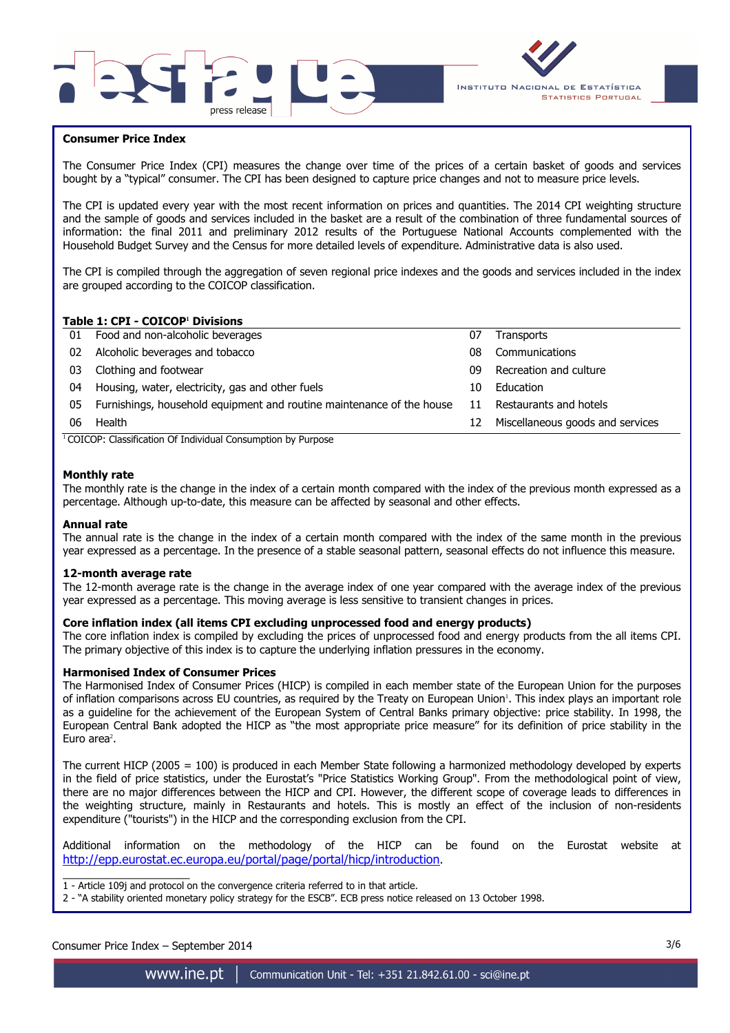## Consumer Price Index

The Consumer Price Index (CPI) measures the change over time of the prices of a certain basket of goods and services bought by a "typical" consumer. The CPI has been designed to capture price changes and not to measure price levels.

The CPI is updated every year with the most recent information on prices and quantities. The 2014 CPI weighting structure and the sample of goods and services included in the basket are a result of the combination of three fundamental sources of information: the final 2011 and preliminary 2012 results of the Portuguese National Accounts complemented with the Household Budget Survey and the Census for more detailed levels of expenditure. Administrative data is also used.

The CPI is compiled through the aggregation of seven regional price indexes and the goods and services included in the index are grouped according to the COICOP classification.

**Table 1: CPI - COICOP[1] Divisions**

| | | | |
|---|---|---|---|
| 01 | Food and non-alcoholic beverages | 07 | Transports |
| 02 | Alcoholic beverages and tobacco | 08 | Communications |
| 03 | Clothing and footwear | 09 | Recreation and culture |
| 04 | Housing, water, electricity, gas and other fuels | 10 | Education |
| 05 | Furnishings, household equipment and routine maintenance of the house | 11 | Restaurants and hotels |
| 06 | Health | 12 | Miscellaneous goods and services |

[1] COICOP: Classification Of Individual Consumption by Purpose

### Monthly rate

The monthly rate is the change in the index of a certain month compared with the index of the previous month expressed as a percentage. Although up-to-date, this measure can be affected by seasonal and other effects.

### Annual rate

The annual rate is the change in the index of a certain month compared with the index of the same month in the previous year expressed as a percentage. In the presence of a stable seasonal pattern, seasonal effects do not influence this measure.

### 12-month average rate

The 12-month average rate is the change in the average index of one year compared with the average index of the previous year expressed as a percentage. This moving average is less sensitive to transient changes in prices.

### Core inflation index (all items CPI excluding unprocessed food and energy products)

The core inflation index is compiled by excluding the prices of unprocessed food and energy products from the all items CPI. The primary objective of this index is to capture the underlying inflation pressures in the economy.

### Harmonised Index of Consumer Prices

The Harmonised Index of Consumer Prices (HICP) is compiled in each member state of the European Union for the purposes of inflation comparisons across EU countries, as required by the Treaty on European Union[1]. This index plays an important role as a guideline for the achievement of the European System of Central Banks primary objective: price stability. In 1998, the European Central Bank adopted the HICP as "the most appropriate price measure" for its definition of price stability in the Euro area[2].

The current HICP (2005 = 100) is produced in each Member State following a harmonized methodology developed by experts in the field of price statistics, under the Eurostat's "Price Statistics Working Group". From the methodological point of view, there are no major differences between the HICP and CPI. However, the different scope of coverage leads to differences in the weighting structure, mainly in Restaurants and hotels. This is mostly an effect of the inclusion of non-residents expenditure ("tourists") in the HICP and the corresponding exclusion from the CPI.

Additional information on the methodology of the HICP can be found on the Eurostat website at http://epp.eurostat.ec.europa.eu/portal/page/portal/hicp/introduction.

---

1 - Article 109j and protocol on the convergence criteria referred to in that article.

2 - "A stability oriented monetary policy strategy for the ESCB". ECB press notice released on 13 October 1998.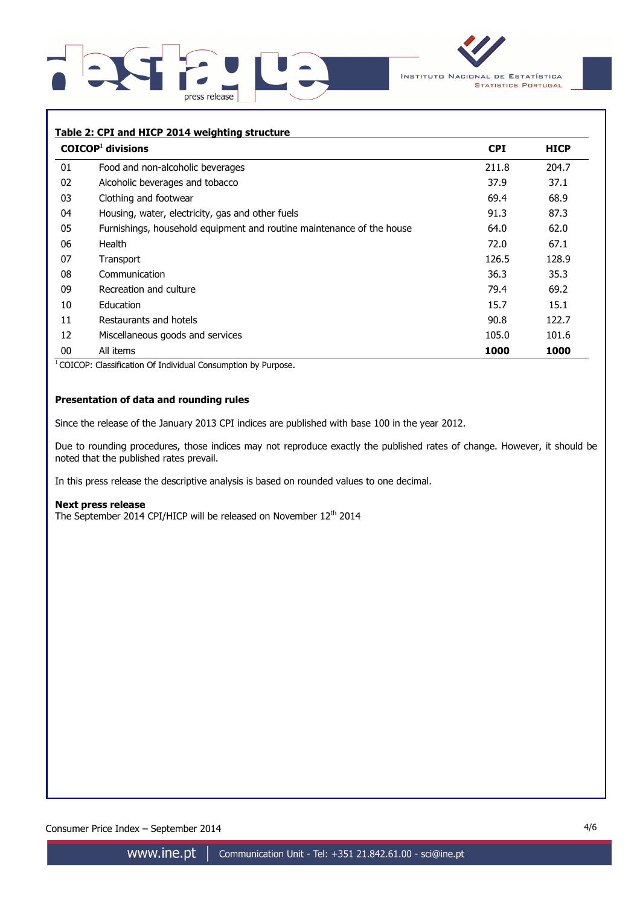**Table 2: CPI and HICP 2014 weighting structure**

| COICOP[1] divisions | | CPI | HICP |
|---|---|---|---|
| 01 | Food and non-alcoholic beverages | 211.8 | 204.7 |
| 02 | Alcoholic beverages and tobacco | 37.9 | 37.1 |
| 03 | Clothing and footwear | 69.4 | 68.9 |
| 04 | Housing, water, electricity, gas and other fuels | 91.3 | 87.3 |
| 05 | Furnishings, household equipment and routine maintenance of the house | 64.0 | 62.0 |
| 06 | Health | 72.0 | 67.1 |
| 07 | Transport | 126.5 | 128.9 |
| 08 | Communication | 36.3 | 35.3 |
| 09 | Recreation and culture | 79.4 | 69.2 |
| 10 | Education | 15.7 | 15.1 |
| 11 | Restaurants and hotels | 90.8 | 122.7 |
| 12 | Miscellaneous goods and services | 105.0 | 101.6 |
| 00 | All items | **1000** | **1000** |

[1] COICOP: Classification Of Individual Consumption by Purpose.

**Presentation of data and rounding rules**

Since the release of the January 2013 CPI indices are published with base 100 in the year 2012.

Due to rounding procedures, those indices may not reproduce exactly the published rates of change. However, it should be noted that the published rates prevail.

In this press release the descriptive analysis is based on rounded values to one decimal.

**Next press release**

The September 2014 CPI/HICP will be released on November 12th 2014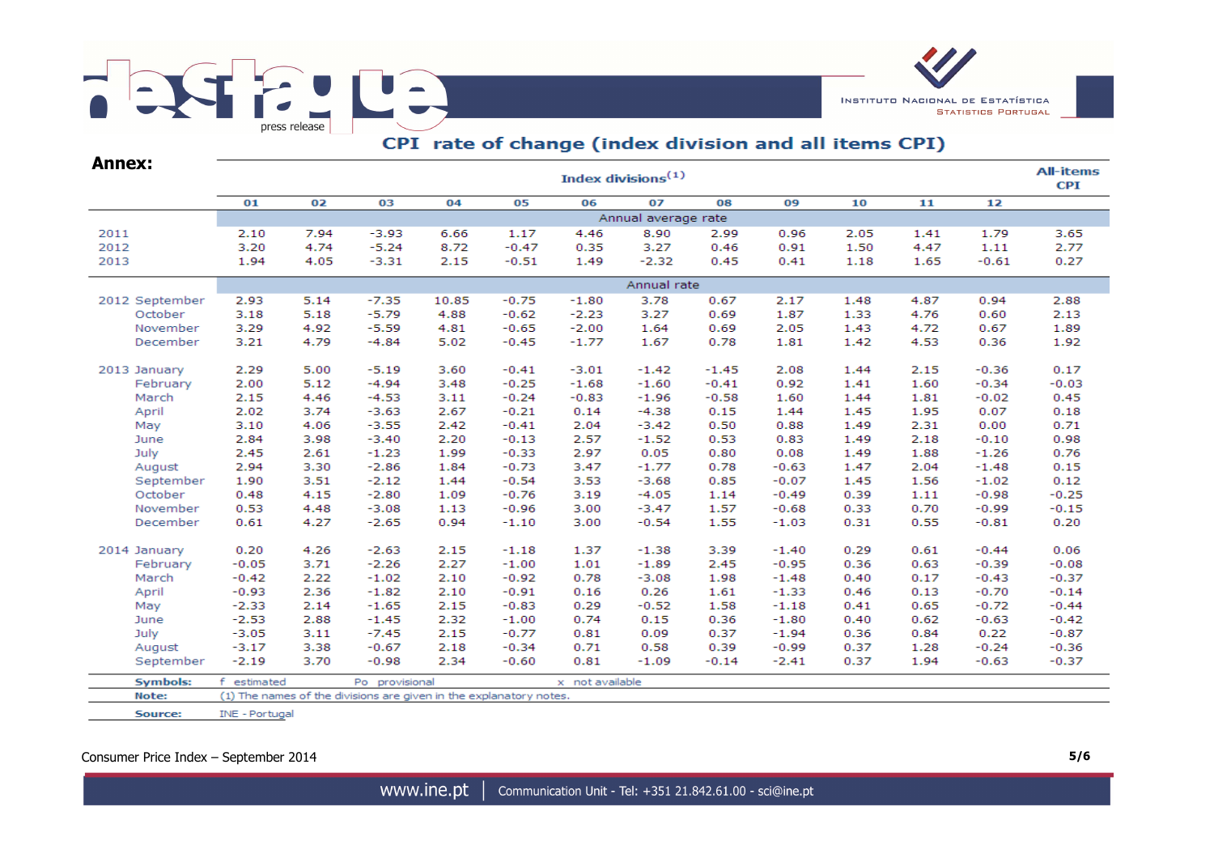## CPI rate of change (index division and all items CPI)

**Annex:**

| | Index divisions(1) | | | | | | | | | | | | All-items CPI |
|---|---|---|---|---|---|---|---|---|---|---|---|---|---|
| | 01 | 02 | 03 | 04 | 05 | 06 | 07 | 08 | 09 | 10 | 11 | 12 | |
| | **Annual average rate** | | | | | | | | | | | | |
| 2011 | 2.10 | 7.94 | -3.93 | 6.66 | 1.17 | 4.46 | 8.90 | 2.99 | 0.96 | 2.05 | 1.41 | 1.79 | 3.65 |
| 2012 | 3.20 | 4.74 | -5.24 | 8.72 | -0.47 | 0.35 | 3.27 | 0.46 | 0.91 | 1.50 | 4.47 | 1.11 | 2.77 |
| 2013 | 1.94 | 4.05 | -3.31 | 2.15 | -0.51 | 1.49 | -2.32 | 0.45 | 0.41 | 1.18 | 1.65 | -0.61 | 0.27 |
| | **Annual rate** | | | | | | | | | | | | |
| 2012 September | 2.93 | 5.14 | -7.35 | 10.85 | -0.75 | -1.80 | 3.78 | 0.67 | 2.17 | 1.48 | 4.87 | 0.94 | 2.88 |
| October | 3.18 | 5.18 | -5.79 | 4.88 | -0.62 | -2.23 | 3.27 | 0.69 | 1.87 | 1.33 | 4.76 | 0.60 | 2.13 |
| November | 3.29 | 4.92 | -5.59 | 4.81 | -0.65 | -2.00 | 1.64 | 0.69 | 2.05 | 1.43 | 4.72 | 0.67 | 1.89 |
| December | 3.21 | 4.79 | -4.84 | 5.02 | -0.45 | -1.77 | 1.67 | 0.78 | 1.81 | 1.42 | 4.53 | 0.36 | 1.92 |
| 2013 January | 2.29 | 5.00 | -5.19 | 3.60 | -0.41 | -3.01 | -1.42 | -1.45 | 2.08 | 1.44 | 2.15 | -0.36 | 0.17 |
| February | 2.00 | 5.12 | -4.94 | 3.48 | -0.25 | -1.68 | -1.60 | -0.41 | 0.92 | 1.41 | 1.60 | -0.34 | -0.03 |
| March | 2.15 | 4.46 | -4.53 | 3.11 | -0.24 | -0.83 | -1.96 | -0.58 | 1.60 | 1.44 | 1.81 | -0.02 | 0.45 |
| April | 2.02 | 3.74 | -3.63 | 2.67 | -0.21 | 0.14 | -4.38 | 0.15 | 1.44 | 1.45 | 1.95 | 0.07 | 0.18 |
| May | 3.10 | 4.06 | -3.55 | 2.42 | -0.41 | 2.04 | -3.42 | 0.50 | 0.88 | 1.49 | 2.31 | 0.00 | 0.71 |
| June | 2.84 | 3.98 | -3.40 | 2.20 | -0.13 | 2.57 | -1.52 | 0.53 | 0.83 | 1.49 | 2.18 | -0.10 | 0.98 |
| July | 2.45 | 2.61 | -1.23 | 1.99 | -0.33 | 2.97 | 0.05 | 0.80 | 0.08 | 1.49 | 1.88 | -1.26 | 0.76 |
| August | 2.94 | 3.30 | -2.86 | 1.84 | -0.73 | 3.47 | -1.77 | 0.78 | -0.63 | 1.47 | 2.04 | -1.48 | 0.15 |
| September | 1.90 | 3.51 | -2.12 | 1.44 | -0.54 | 3.53 | -3.68 | 0.85 | -0.07 | 1.45 | 1.56 | -1.02 | 0.12 |
| October | 0.48 | 4.15 | -2.80 | 1.09 | -0.76 | 3.19 | -4.05 | 1.14 | -0.49 | 0.39 | 1.11 | -0.98 | -0.25 |
| November | 0.53 | 4.48 | -3.08 | 1.13 | -0.96 | 3.00 | -3.47 | 1.57 | -0.68 | 0.33 | 0.70 | -0.99 | -0.15 |
| December | 0.61 | 4.27 | -2.65 | 0.94 | -1.10 | 3.00 | -0.54 | 1.55 | -1.03 | 0.31 | 0.55 | -0.81 | 0.20 |
| 2014 January | 0.20 | 4.26 | -2.63 | 2.15 | -1.18 | 1.37 | -1.38 | 3.39 | -1.40 | 0.29 | 0.61 | -0.44 | 0.06 |
| February | -0.05 | 3.71 | -2.26 | 2.27 | -1.00 | 1.01 | -1.89 | 2.45 | -0.95 | 0.36 | 0.63 | -0.39 | -0.08 |
| March | -0.42 | 2.22 | -1.02 | 2.10 | -0.92 | 0.78 | -3.08 | 1.98 | -1.48 | 0.40 | 0.17 | -0.43 | -0.37 |
| April | -0.93 | 2.36 | -1.82 | 2.10 | -0.91 | 0.16 | 0.26 | 1.61 | -1.33 | 0.46 | 0.13 | -0.70 | -0.14 |
| May | -2.33 | 2.14 | -1.65 | 2.15 | -0.83 | 0.29 | -0.52 | 1.58 | -1.18 | 0.41 | 0.65 | -0.72 | -0.44 |
| June | -2.53 | 2.88 | -1.45 | 2.32 | -1.00 | 0.74 | 0.15 | 0.36 | -1.80 | 0.40 | 0.62 | -0.63 | -0.42 |
| July | -3.05 | 3.11 | -7.45 | 2.15 | -0.77 | 0.81 | 0.09 | 0.37 | -1.94 | 0.36 | 0.84 | 0.22 | -0.87 |
| August | -3.17 | 3.38 | -0.67 | 2.18 | -0.34 | 0.71 | 0.58 | 0.39 | -0.99 | 0.37 | 1.28 | -0.24 | -0.36 |
| September | -2.19 | 3.70 | -0.98 | 2.34 | -0.60 | 0.81 | -1.09 | -0.14 | -2.41 | 0.37 | 1.94 | -0.63 | -0.37 |

**Symbols:** f estimated Po provisional x not available

**Note:** (1) The names of the divisions are given in the explanatory notes.

**Source:** INE - Portugal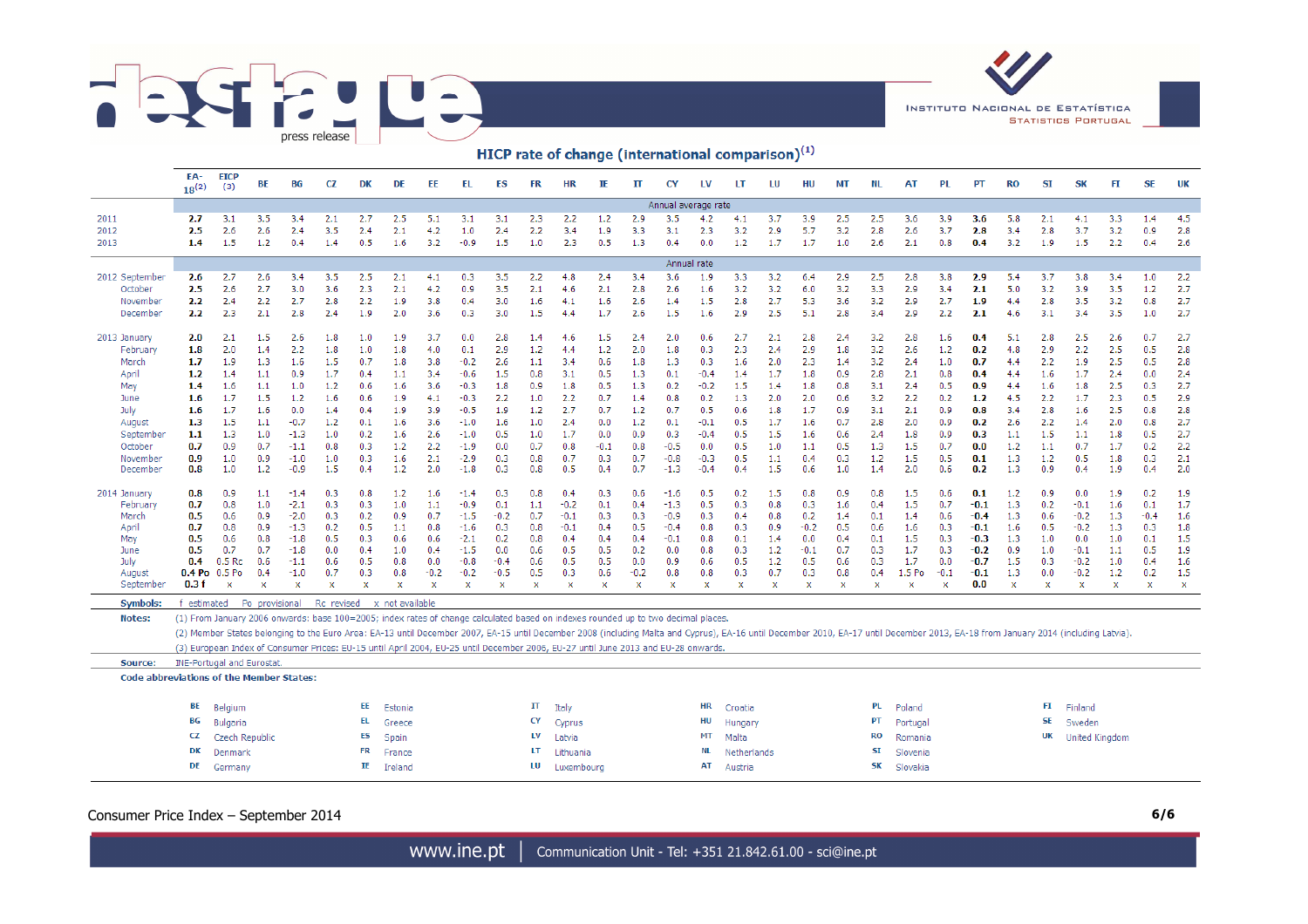## HICP rate of change (international comparison)(1)

| | EA-18(2) | EICP (3) | BE | BG | CZ | DK | DE | EE | EL | ES | FR | HR | IE | IT | CY | LV | LT | LU | HU | MT | NL | AT | PL | PT | RO | SI | SK | FI | SE | UK |
|---|---|---|---|---|---|---|---|---|---|---|---|---|---|---|---|---|---|---|---|---|---|---|---|---|---|---|---|---|---|---|
| | Annual average rate | | | | | | | | | | | | | | | | | | | | | | | | | | | | | |
| 2011 | **2.7** | 3.1 | 3.5 | 3.4 | 2.1 | 2.7 | 2.5 | 5.1 | 3.1 | 3.1 | 2.3 | 2.2 | 1.2 | 2.9 | 3.5 | 4.2 | 4.1 | 3.7 | 3.9 | 2.5 | 2.5 | 3.6 | 3.9 | **3.6** | 5.8 | 2.1 | 4.1 | 3.3 | 1.4 | 4.5 |
| 2012 | **2.5** | 2.6 | 2.6 | 2.4 | 3.5 | 2.4 | 2.1 | 4.2 | 1.0 | 2.4 | 2.2 | 3.4 | 1.9 | 3.3 | 3.1 | 2.3 | 3.2 | 2.9 | 5.7 | 3.2 | 2.8 | 2.6 | 3.7 | **2.8** | 3.4 | 2.8 | 3.7 | 3.2 | 0.9 | 2.8 |
| 2013 | **1.4** | 1.5 | 1.2 | 0.4 | 1.4 | 0.5 | 1.6 | 3.2 | -0.9 | 1.5 | 1.0 | 2.3 | 0.5 | 1.3 | 0.4 | 0.0 | 1.2 | 1.7 | 1.7 | 1.0 | 2.6 | 2.1 | 0.8 | **0.4** | 3.2 | 1.9 | 1.5 | 2.2 | 0.4 | 2.6 |
| | Annual rate | | | | | | | | | | | | | | | | | | | | | | | | | | | | | |
| 2012 September | **2.6** | 2.7 | 2.6 | 3.4 | 3.5 | 2.5 | 2.1 | 4.1 | 0.3 | 3.5 | 2.2 | 4.8 | 2.4 | 3.4 | 3.6 | 1.9 | 3.3 | 3.2 | 6.4 | 2.9 | 2.5 | 2.8 | 3.8 | **2.9** | 5.4 | 3.7 | 3.8 | 3.4 | 1.0 | 2.2 |
| October | **2.5** | 2.6 | 2.7 | 3.0 | 3.6 | 2.3 | 2.1 | 4.2 | 0.9 | 3.5 | 2.1 | 4.6 | 2.1 | 2.8 | 2.6 | 1.6 | 3.2 | 3.2 | 6.0 | 3.2 | 3.3 | 2.9 | 3.4 | **2.1** | 5.0 | 3.2 | 3.9 | 3.5 | 1.2 | 2.7 |
| November | **2.2** | 2.4 | 2.2 | 2.7 | 2.8 | 2.2 | 1.9 | 3.8 | 0.4 | 3.0 | 1.6 | 4.1 | 1.6 | 2.6 | 1.4 | 1.5 | 2.8 | 2.7 | 5.3 | 3.6 | 3.2 | 2.9 | 2.7 | **1.9** | 4.4 | 2.8 | 3.5 | 3.2 | 0.8 | 2.7 |
| December | **2.2** | 2.3 | 2.1 | 2.8 | 2.4 | 1.9 | 2.0 | 3.6 | 0.3 | 3.0 | 1.5 | 4.4 | 1.7 | 2.6 | 1.5 | 1.6 | 2.9 | 2.5 | 5.1 | 2.8 | 3.4 | 2.9 | 2.2 | **2.1** | 4.6 | 3.1 | 3.4 | 3.5 | 1.0 | 2.7 |
| 2013 January | **2.0** | 2.1 | 1.5 | 2.6 | 1.8 | 1.0 | 1.9 | 3.7 | 0.0 | 2.8 | 1.4 | 4.6 | 1.5 | 2.4 | 2.0 | 0.6 | 2.7 | 2.1 | 2.8 | 2.4 | 3.2 | 2.8 | 1.6 | **0.4** | 5.1 | 2.8 | 2.5 | 2.6 | 0.7 | 2.7 |
| February | **1.8** | 2.0 | 1.4 | 2.2 | 1.8 | 1.0 | 1.8 | 4.0 | 0.1 | 2.9 | 1.2 | 4.4 | 1.2 | 2.0 | 1.8 | 0.3 | 2.3 | 2.4 | 2.9 | 1.8 | 3.2 | 2.6 | 1.2 | **0.2** | 4.8 | 2.9 | 2.2 | 2.5 | 0.5 | 2.8 |
| March | **1.7** | 1.9 | 1.3 | 1.6 | 1.5 | 0.7 | 1.8 | 3.8 | -0.2 | 2.6 | 1.1 | 3.4 | 0.6 | 1.8 | 1.3 | 0.3 | 1.6 | 2.0 | 2.3 | 1.4 | 3.2 | 2.4 | 1.0 | **0.7** | 4.4 | 2.2 | 1.9 | 2.5 | 0.5 | 2.8 |
| April | **1.2** | 1.4 | 1.1 | 0.9 | 1.7 | 0.4 | 1.1 | 3.4 | -0.6 | 1.5 | 0.8 | 3.1 | 0.5 | 1.3 | 0.1 | -0.4 | 1.4 | 1.7 | 1.8 | 0.9 | 2.8 | 2.1 | 0.8 | **0.4** | 4.4 | 1.6 | 1.7 | 2.4 | 0.0 | 2.4 |
| May | **1.4** | 1.6 | 1.1 | 1.0 | 1.2 | 0.6 | 1.6 | 3.6 | -0.3 | 1.8 | 0.9 | 1.8 | 0.5 | 1.3 | 0.2 | -0.2 | 1.5 | 1.4 | 1.8 | 0.8 | 3.1 | 2.4 | 0.5 | **0.9** | 4.4 | 1.6 | 1.8 | 2.5 | 0.3 | 2.7 |
| June | **1.6** | 1.7 | 1.5 | 1.2 | 1.6 | 0.6 | 1.9 | 4.1 | -0.3 | 2.2 | 1.0 | 2.2 | 0.7 | 1.4 | 0.8 | 0.2 | 1.3 | 2.0 | 2.0 | 0.6 | 3.2 | 2.2 | 0.2 | **1.2** | 4.5 | 2.2 | 1.7 | 2.3 | 0.5 | 2.9 |
| July | **1.6** | 1.7 | 1.6 | 0.0 | 1.4 | 0.4 | 1.9 | 3.9 | -0.5 | 1.9 | 1.2 | 2.7 | 0.7 | 1.2 | 0.7 | 0.5 | 0.6 | 1.8 | 1.7 | 0.9 | 3.1 | 2.1 | 0.9 | **0.8** | 3.4 | 2.8 | 1.6 | 2.5 | 0.8 | 2.8 |
| August | **1.3** | 1.5 | 1.1 | -0.7 | 1.2 | 0.1 | 1.6 | 3.6 | -1.0 | 1.6 | 1.0 | 2.4 | 0.0 | 1.2 | 0.1 | -0.1 | 0.5 | 1.7 | 1.6 | 0.7 | 2.8 | 2.0 | 0.9 | **0.2** | 2.6 | 2.2 | 1.4 | 2.0 | 0.8 | 2.7 |
| September | **1.1** | 1.3 | 1.0 | -1.3 | 1.0 | 0.2 | 1.6 | 2.6 | -1.0 | 0.5 | 1.0 | 1.7 | 0.0 | 0.9 | 0.3 | -0.4 | 0.5 | 1.5 | 1.6 | 0.6 | 2.4 | 1.8 | 0.9 | **0.3** | 1.1 | 1.5 | 1.1 | 1.8 | 0.5 | 2.7 |
| October | **0.7** | 0.9 | 0.7 | -1.1 | 0.8 | 0.3 | 1.2 | 2.2 | -1.9 | 0.0 | 0.7 | 0.8 | -0.1 | 0.8 | -0.5 | 0.0 | 0.5 | 1.0 | 1.1 | 0.5 | 1.3 | 1.5 | 0.7 | **0.0** | 1.2 | 1.1 | 0.7 | 1.7 | 0.2 | 2.2 |
| November | **0.9** | 1.0 | 0.9 | -1.0 | 1.0 | 0.3 | 1.6 | 2.1 | -2.9 | 0.3 | 0.8 | 0.7 | 0.3 | 0.7 | -0.8 | -0.3 | 0.5 | 1.1 | 0.4 | 0.3 | 1.2 | 1.5 | 0.5 | **0.1** | 1.3 | 1.2 | 0.5 | 1.8 | 0.3 | 2.1 |
| December | **0.8** | 1.0 | 1.2 | -0.9 | 1.5 | 0.4 | 1.2 | 2.0 | -1.8 | 0.3 | 0.8 | 0.5 | 0.4 | 0.7 | -1.3 | -0.4 | 0.4 | 1.5 | 0.6 | 1.0 | 1.4 | 2.0 | 0.6 | **0.2** | 1.3 | 0.9 | 0.4 | 1.9 | 0.4 | 2.0 |
| 2014 January | **0.8** | 0.9 | 1.1 | -1.4 | 0.3 | 0.8 | 1.2 | 1.6 | -1.4 | 0.3 | 0.8 | 0.4 | 0.3 | 0.6 | -1.6 | 0.5 | 0.2 | 1.5 | 0.8 | 0.9 | 0.8 | 1.5 | 0.6 | **0.1** | 1.2 | 0.9 | 0.0 | 1.9 | 0.2 | 1.9 |
| February | **0.7** | 0.8 | 1.0 | -2.1 | 0.3 | 0.3 | 1.0 | 1.1 | -0.9 | 0.1 | 1.1 | -0.2 | 0.1 | 0.4 | -1.3 | 0.5 | 0.3 | 0.8 | 0.3 | 1.6 | 0.4 | 1.5 | 0.7 | **-0.1** | 1.3 | 0.2 | -0.1 | 1.6 | 0.1 | 1.7 |
| March | **0.5** | 0.6 | 0.9 | -2.0 | 0.3 | 0.2 | 0.9 | 0.7 | -1.5 | -0.2 | 0.7 | -0.1 | 0.3 | 0.3 | -0.9 | 0.3 | 0.4 | 0.8 | 0.2 | 1.4 | 0.1 | 1.4 | 0.6 | **-0.4** | 1.4 | 0.6 | -0.2 | 1.3 | -0.4 | 1.6 |
| April | **0.7** | 0.8 | 0.9 | -1.3 | 0.2 | 0.5 | 1.1 | 0.8 | -1.6 | 0.3 | 0.8 | -0.1 | 0.4 | 0.5 | -0.4 | 0.8 | 0.3 | 0.9 | -0.2 | 0.5 | 0.6 | 1.6 | 0.3 | **-0.1** | 1.6 | 0.5 | -0.2 | 1.3 | 0.3 | 1.8 |
| May | **0.5** | 0.6 | 0.8 | -1.8 | 0.5 | 0.3 | 0.6 | 0.6 | -2.1 | 0.2 | 0.8 | 0.4 | 0.5 | 0.4 | -0.1 | 0.8 | 0.1 | 1.4 | 0.0 | 0.4 | 0.1 | 1.5 | 0.3 | **-0.3** | 1.3 | 1.0 | 0.0 | 1.0 | 0.1 | 1.5 |
| June | **0.5** | 0.7 | 0.7 | -1.8 | 0.0 | 0.4 | 1.0 | 0.4 | -1.5 | 0.0 | 0.6 | 0.5 | 0.5 | 0.2 | 0.0 | 0.8 | 0.3 | 1.2 | -0.1 | 0.7 | 0.3 | 1.7 | 0.3 | **-0.2** | 0.9 | 1.0 | -0.1 | 1.1 | 0.5 | 1.9 |
| July | **0.4** | 0.5 Rc | 0.6 | -1.1 | 0.6 | 0.5 | 0.8 | 0.0 | -0.8 | -0.4 | 0.6 | 0.5 | 0.5 | 0.0 | 0.9 | 0.6 | 0.5 | 1.2 | 0.5 | 0.6 | 0.3 | 1.7 | 0.0 | **-0.7** | 1.5 | 0.3 | -0.2 | 1.0 | 0.4 | 1.6 |
| August | **0.4 Po** | 0.5 Po | 0.4 | -1.0 | 0.7 | 0.3 | 0.8 | -0.2 | -0.2 | -0.5 | 0.5 | 0.3 | 0.6 | -0.2 | 0.8 | 0.8 | 0.3 | 0.7 | 0.3 | 0.8 | 0.4 | 1.5 Po | -0.1 | **-0.1** | 1.3 | 0.0 | -0.2 | 1.2 | 0.2 | 1.5 |
| September | **0.3 f** | x | x | x | x | x | x | x | x | x | x | x | x | x | x | x | x | x | x | x | x | x | x | **0.0** | x | x | x | x | x | x |

**Symbols:** f estimated  Po provisional  Rc revised  x not available

**Notes:** (1) From January 2006 onwards: base 100=2005; index rates of change calculated based on indexes rounded up to two decimal places.

(2) Member States belonging to the Euro Area: EA-13 until December 2007, EA-15 until December 2008 (including Malta and Cyprus), EA-16 until December 2010, EA-17 until December 2013, EA-18 from January 2014 (including Latvia).

(3) European Index of Consumer Prices: EU-15 until April 2004, EU-25 until December 2006, EU-27 until June 2013 and EU-28 onwards.

**Source:** INE-Portugal and Eurostat.

**Code abbreviations of the Member States:**

- **BE** Belgium
- **BG** Bulgaria
- **CZ** Czech Republic
- **DK** Denmark
- **DE** Germany
- **EE** Estonia
- **EL** Greece
- **ES** Spain
- **FR** France
- **IE** Ireland
- **IT** Italy
- **CY** Cyprus
- **LV** Latvia
- **LT** Lithuania
- **LU** Luxembourg
- **HR** Croatia
- **HU** Hungary
- **MT** Malta
- **NL** Netherlands
- **AT** Austria
- **PL** Poland
- **PT** Portugal
- **RO** Romania
- **SI** Slovenia
- **SK** Slovakia
- **FI** Finland
- **SE** Sweden
- **UK** United Kingdom